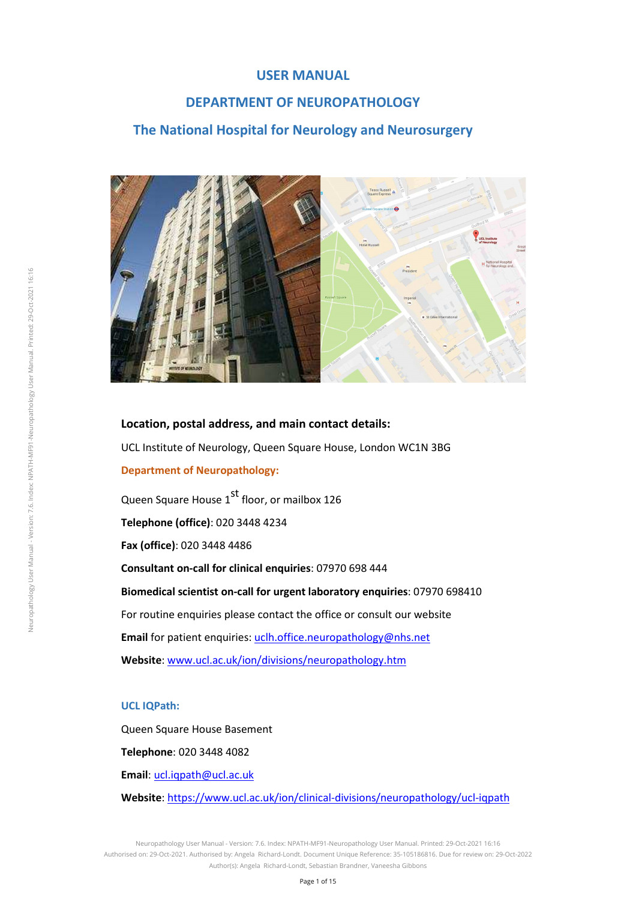# USER MANUAL

# DEPARTMENT OF NEUROPATHOLOGY

# The National Hospital for Neurology and Neurosurgery

**Location, postal address, and main contact details:**

UCL Institute of Neurology, Queen Square House, London WC1N 3BG

**Department of Neuropathology:**

Queen Square House 1st floor, or mailbox 126

**Telephone (office)**: 020 3448 4234

**Fax (office)**: 020 3448 4486

**Consultant on-call for clinical enquiries**: 07970 698 444

**Biomedical scientist on-call for urgent laboratory enquiries**: 07970 698410

For routine enquiries please contact the office or consult our website

**Email** for patient enquiries: uclh.office.neuropathology@nhs.net

**Website**: www.ucl.ac.uk/ion/divisions/neuropathology.htm

**UCL IQPath:**

Queen Square House Basement

**Telephone**: 020 3448 4082

**Email**: ucl.iqpath@ucl.ac.uk

**Website**: https://www.ucl.ac.uk/ion/clinical-divisions/neuropathology/ucl-iqpath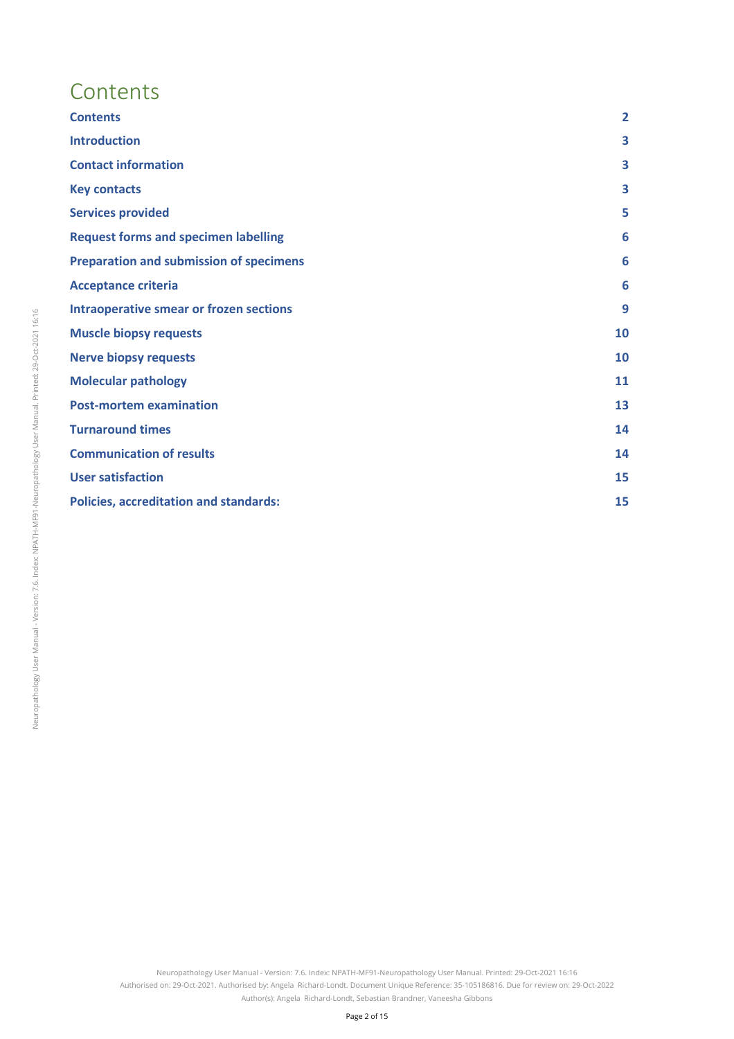# Contents

| | |
|---|---|
| **Contents** | **2** |
| **Introduction** | **3** |
| **Contact information** | **3** |
| **Key contacts** | **3** |
| **Services provided** | **5** |
| **Request forms and specimen labelling** | **6** |
| **Preparation and submission of specimens** | **6** |
| **Acceptance criteria** | **6** |
| **Intraoperative smear or frozen sections** | **9** |
| **Muscle biopsy requests** | **10** |
| **Nerve biopsy requests** | **10** |
| **Molecular pathology** | **11** |
| **Post-mortem examination** | **13** |
| **Turnaround times** | **14** |
| **Communication of results** | **14** |
| **User satisfaction** | **15** |
| **Policies, accreditation and standards:** | **15** |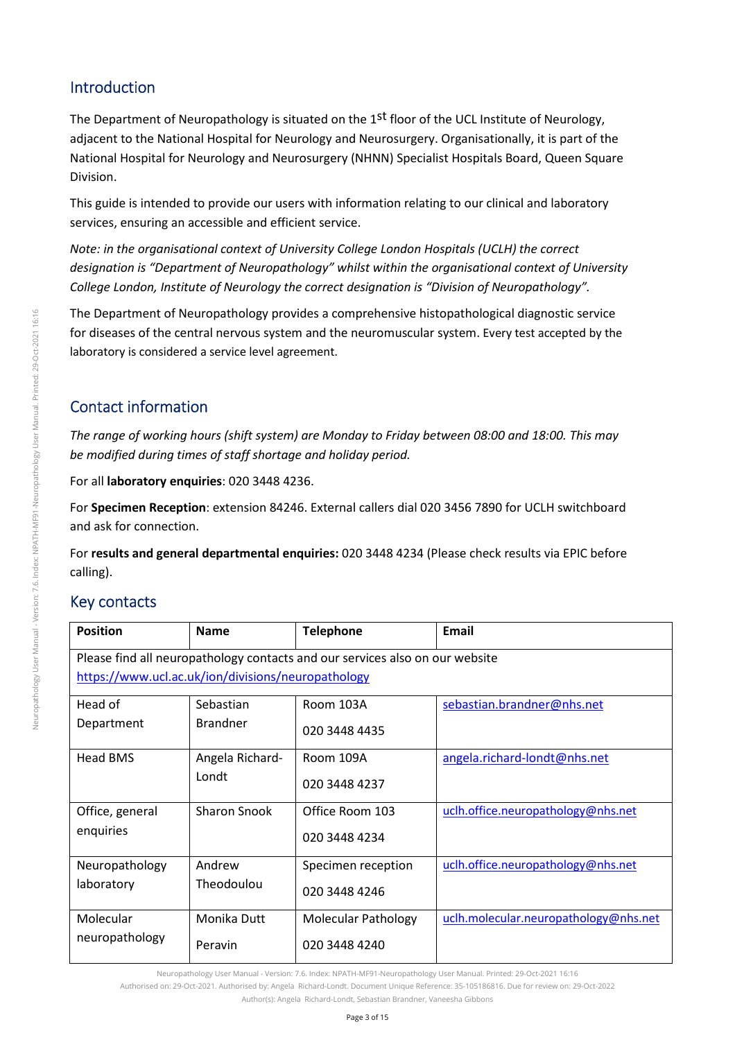## Introduction

The Department of Neuropathology is situated on the 1st floor of the UCL Institute of Neurology, adjacent to the National Hospital for Neurology and Neurosurgery. Organisationally, it is part of the National Hospital for Neurology and Neurosurgery (NHNN) Specialist Hospitals Board, Queen Square Division.

This guide is intended to provide our users with information relating to our clinical and laboratory services, ensuring an accessible and efficient service.

*Note: in the organisational context of University College London Hospitals (UCLH) the correct designation is "Department of Neuropathology" whilst within the organisational context of University College London, Institute of Neurology the correct designation is "Division of Neuropathology".*

The Department of Neuropathology provides a comprehensive histopathological diagnostic service for diseases of the central nervous system and the neuromuscular system. Every test accepted by the laboratory is considered a service level agreement.

## Contact information

*The range of working hours (shift system) are Monday to Friday between 08:00 and 18:00. This may be modified during times of staff shortage and holiday period.*

For all **laboratory enquiries**: 020 3448 4236.

For **Specimen Reception**: extension 84246. External callers dial 020 3456 7890 for UCLH switchboard and ask for connection.

For **results and general departmental enquiries:** 020 3448 4234 (Please check results via EPIC before calling).

## Key contacts

| Position | Name | Telephone | Email |
|---|---|---|---|
| Please find all neuropathology contacts and our services also on our website https://www.ucl.ac.uk/ion/divisions/neuropathology | | | |
| Head of Department | Sebastian Brandner | Room 103A<br>020 3448 4435 | sebastian.brandner@nhs.net |
| Head BMS | Angela Richard-Londt | Room 109A<br>020 3448 4237 | angela.richard-londt@nhs.net |
| Office, general enquiries | Sharon Snook | Office Room 103<br>020 3448 4234 | uclh.office.neuropathology@nhs.net |
| Neuropathology laboratory | Andrew Theodoulou | Specimen reception<br>020 3448 4246 | uclh.office.neuropathology@nhs.net |
| Molecular neuropathology | Monika Dutt<br>Peravin | Molecular Pathology<br>020 3448 4240 | uclh.molecular.neuropathology@nhs.net |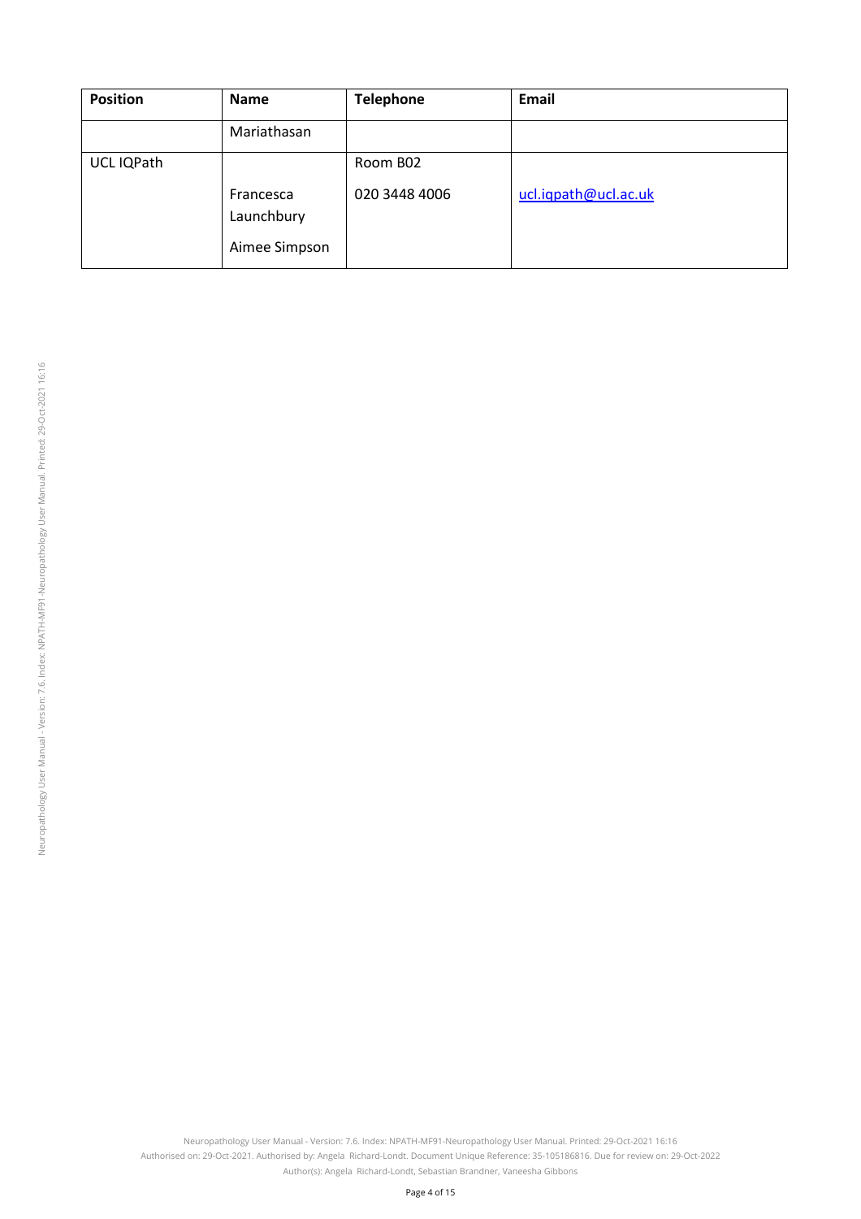| Position | Name | Telephone | Email |
| --- | --- | --- | --- |
| | Mariathasan | | |
| UCL IQPath | Francesca Launchbury<br>Aimee Simpson | Room B02<br>020 3448 4006 | ucl.iqpath@ucl.ac.uk |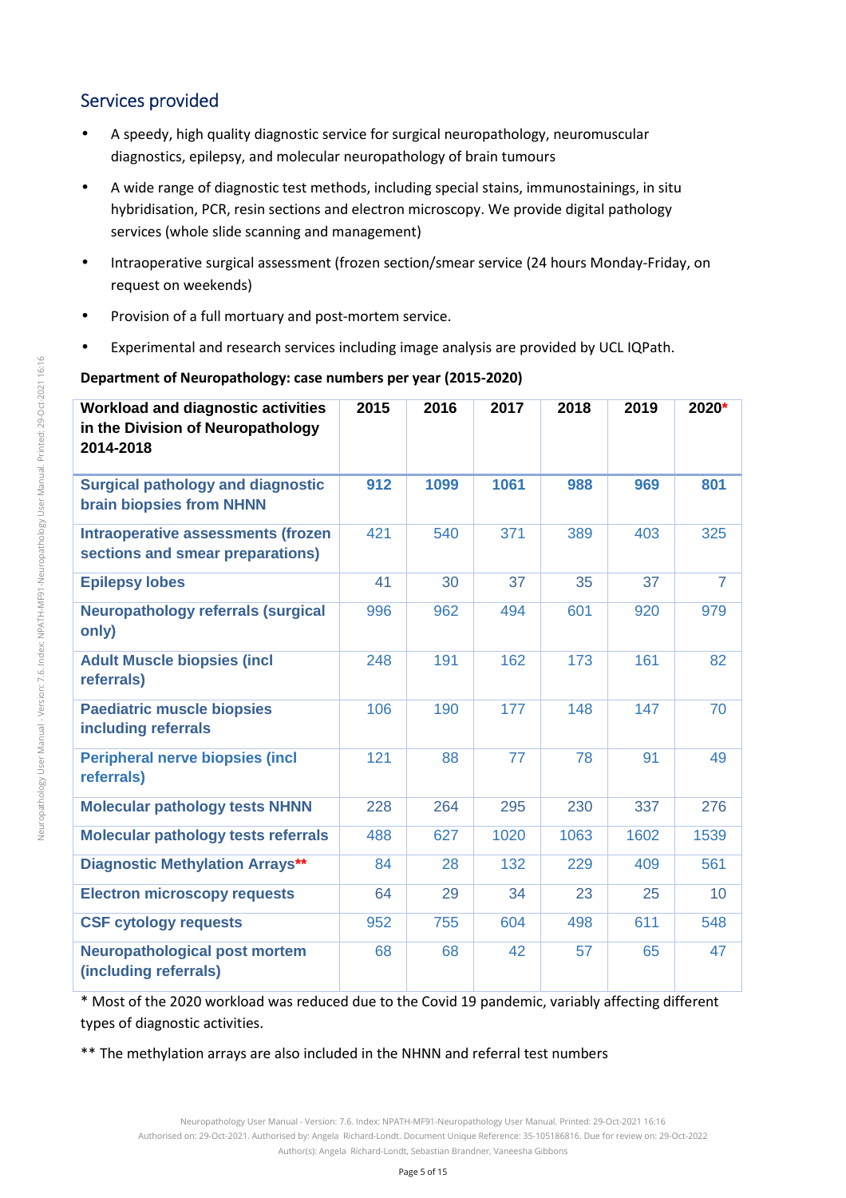## Services provided

- A speedy, high quality diagnostic service for surgical neuropathology, neuromuscular diagnostics, epilepsy, and molecular neuropathology of brain tumours
- A wide range of diagnostic test methods, including special stains, immunostainings, in situ hybridisation, PCR, resin sections and electron microscopy. We provide digital pathology services (whole slide scanning and management)
- Intraoperative surgical assessment (frozen section/smear service (24 hours Monday-Friday, on request on weekends)
- Provision of a full mortuary and post-mortem service.
- Experimental and research services including image analysis are provided by UCL IQPath.

**Department of Neuropathology: case numbers per year (2015-2020)**

| Workload and diagnostic activities in the Division of Neuropathology 2014-2018 | 2015 | 2016 | 2017 | 2018 | 2019 | 2020* |
|---|---|---|---|---|---|---|
| **Surgical pathology and diagnostic brain biopsies from NHNN** | **912** | **1099** | **1061** | **988** | **969** | **801** |
| **Intraoperative assessments (frozen sections and smear preparations)** | 421 | 540 | 371 | 389 | 403 | 325 |
| **Epilepsy lobes** | 41 | 30 | 37 | 35 | 37 | 7 |
| **Neuropathology referrals (surgical only)** | 996 | 962 | 494 | 601 | 920 | 979 |
| **Adult Muscle biopsies (incl referrals)** | 248 | 191 | 162 | 173 | 161 | 82 |
| **Paediatric muscle biopsies including referrals** | 106 | 190 | 177 | 148 | 147 | 70 |
| **Peripheral nerve biopsies (incl referrals)** | 121 | 88 | 77 | 78 | 91 | 49 |
| **Molecular pathology tests NHNN** | 228 | 264 | 295 | 230 | 337 | 276 |
| **Molecular pathology tests referrals** | 488 | 627 | 1020 | 1063 | 1602 | 1539 |
| **Diagnostic Methylation Arrays**** | 84 | 28 | 132 | 229 | 409 | 561 |
| **Electron microscopy requests** | 64 | 29 | 34 | 23 | 25 | 10 |
| **CSF cytology requests** | 952 | 755 | 604 | 498 | 611 | 548 |
| **Neuropathological post mortem (including referrals)** | 68 | 68 | 42 | 57 | 65 | 47 |

* Most of the 2020 workload was reduced due to the Covid 19 pandemic, variably affecting different types of diagnostic activities.

** The methylation arrays are also included in the NHNN and referral test numbers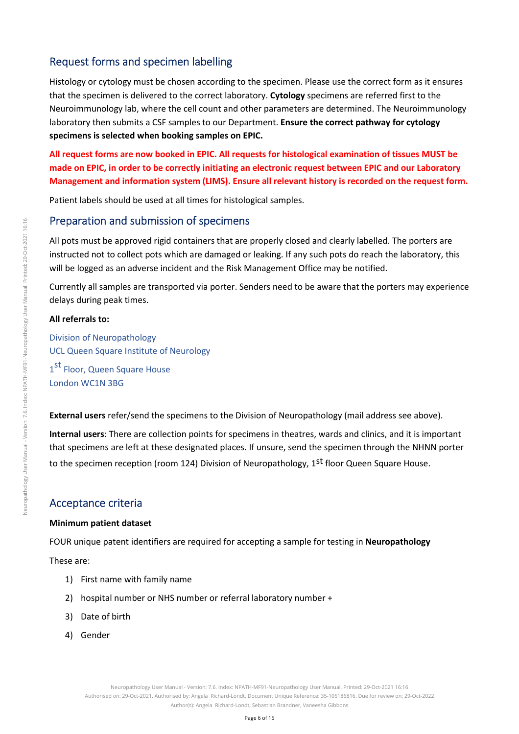## Request forms and specimen labelling

Histology or cytology must be chosen according to the specimen. Please use the correct form as it ensures that the specimen is delivered to the correct laboratory. **Cytology** specimens are referred first to the Neuroimmunology lab, where the cell count and other parameters are determined. The Neuroimmunology laboratory then submits a CSF samples to our Department. **Ensure the correct pathway for cytology specimens is selected when booking samples on EPIC.**

**All request forms are now booked in EPIC. All requests for histological examination of tissues MUST be made on EPIC, in order to be correctly initiating an electronic request between EPIC and our Laboratory Management and information system (LIMS). Ensure all relevant history is recorded on the request form.**

Patient labels should be used at all times for histological samples.

## Preparation and submission of specimens

All pots must be approved rigid containers that are properly closed and clearly labelled. The porters are instructed not to collect pots which are damaged or leaking. If any such pots do reach the laboratory, this will be logged as an adverse incident and the Risk Management Office may be notified.

Currently all samples are transported via porter. Senders need to be aware that the porters may experience delays during peak times.

**All referrals to:**

Division of Neuropathology
UCL Queen Square Institute of Neurology
1st Floor, Queen Square House
London WC1N 3BG

**External users** refer/send the specimens to the Division of Neuropathology (mail address see above).

**Internal users**: There are collection points for specimens in theatres, wards and clinics, and it is important that specimens are left at these designated places. If unsure, send the specimen through the NHNN porter to the specimen reception (room 124) Division of Neuropathology, 1st floor Queen Square House.

## Acceptance criteria

**Minimum patient dataset**

FOUR unique patent identifiers are required for accepting a sample for testing in **Neuropathology**

These are:

1) First name with family name
2) hospital number or NHS number or referral laboratory number +
3) Date of birth
4) Gender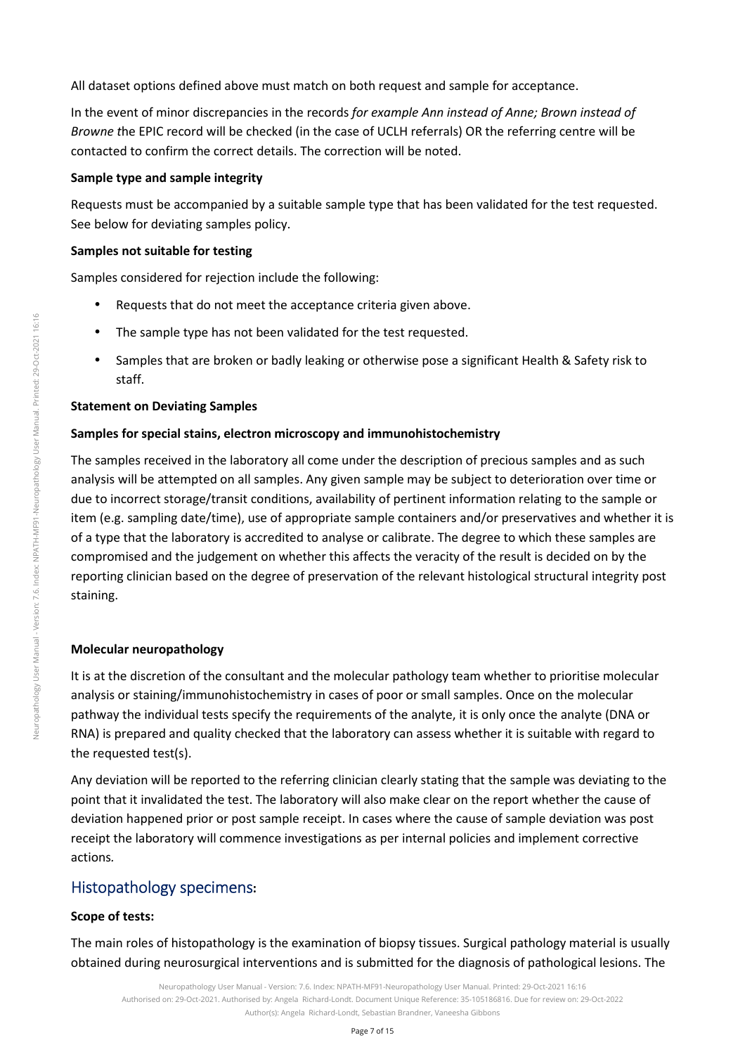All dataset options defined above must match on both request and sample for acceptance.

In the event of minor discrepancies in the records *for example Ann instead of Anne; Brown instead of Browne t*he EPIC record will be checked (in the case of UCLH referrals) OR the referring centre will be contacted to confirm the correct details. The correction will be noted.

**Sample type and sample integrity**

Requests must be accompanied by a suitable sample type that has been validated for the test requested. See below for deviating samples policy.

**Samples not suitable for testing**

Samples considered for rejection include the following:

- Requests that do not meet the acceptance criteria given above.
- The sample type has not been validated for the test requested.
- Samples that are broken or badly leaking or otherwise pose a significant Health & Safety risk to staff.

**Statement on Deviating Samples**

**Samples for special stains, electron microscopy and immunohistochemistry**

The samples received in the laboratory all come under the description of precious samples and as such analysis will be attempted on all samples. Any given sample may be subject to deterioration over time or due to incorrect storage/transit conditions, availability of pertinent information relating to the sample or item (e.g. sampling date/time), use of appropriate sample containers and/or preservatives and whether it is of a type that the laboratory is accredited to analyse or calibrate. The degree to which these samples are compromised and the judgement on whether this affects the veracity of the result is decided on by the reporting clinician based on the degree of preservation of the relevant histological structural integrity post staining.

**Molecular neuropathology**

It is at the discretion of the consultant and the molecular pathology team whether to prioritise molecular analysis or staining/immunohistochemistry in cases of poor or small samples. Once on the molecular pathway the individual tests specify the requirements of the analyte, it is only once the analyte (DNA or RNA) is prepared and quality checked that the laboratory can assess whether it is suitable with regard to the requested test(s).

Any deviation will be reported to the referring clinician clearly stating that the sample was deviating to the point that it invalidated the test. The laboratory will also make clear on the report whether the cause of deviation happened prior or post sample receipt. In cases where the cause of sample deviation was post receipt the laboratory will commence investigations as per internal policies and implement corrective actions.

## Histopathology specimens:

**Scope of tests:**

The main roles of histopathology is the examination of biopsy tissues. Surgical pathology material is usually obtained during neurosurgical interventions and is submitted for the diagnosis of pathological lesions. The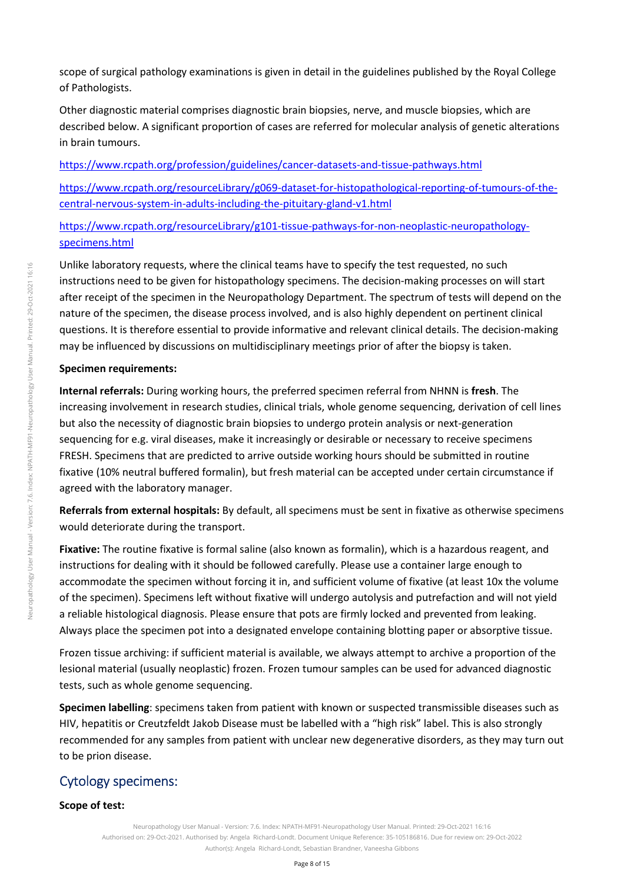scope of surgical pathology examinations is given in detail in the guidelines published by the Royal College of Pathologists.

Other diagnostic material comprises diagnostic brain biopsies, nerve, and muscle biopsies, which are described below. A significant proportion of cases are referred for molecular analysis of genetic alterations in brain tumours.

https://www.rcpath.org/profession/guidelines/cancer-datasets-and-tissue-pathways.html

https://www.rcpath.org/resourceLibrary/g069-dataset-for-histopathological-reporting-of-tumours-of-the-central-nervous-system-in-adults-including-the-pituitary-gland-v1.html

https://www.rcpath.org/resourceLibrary/g101-tissue-pathways-for-non-neoplastic-neuropathology-specimens.html

Unlike laboratory requests, where the clinical teams have to specify the test requested, no such instructions need to be given for histopathology specimens. The decision-making processes on will start after receipt of the specimen in the Neuropathology Department. The spectrum of tests will depend on the nature of the specimen, the disease process involved, and is also highly dependent on pertinent clinical questions. It is therefore essential to provide informative and relevant clinical details. The decision-making may be influenced by discussions on multidisciplinary meetings prior of after the biopsy is taken.

**Specimen requirements:**

**Internal referrals:** During working hours, the preferred specimen referral from NHNN is **fresh**. The increasing involvement in research studies, clinical trials, whole genome sequencing, derivation of cell lines but also the necessity of diagnostic brain biopsies to undergo protein analysis or next-generation sequencing for e.g. viral diseases, make it increasingly or desirable or necessary to receive specimens FRESH. Specimens that are predicted to arrive outside working hours should be submitted in routine fixative (10% neutral buffered formalin), but fresh material can be accepted under certain circumstance if agreed with the laboratory manager.

**Referrals from external hospitals:** By default, all specimens must be sent in fixative as otherwise specimens would deteriorate during the transport.

**Fixative:** The routine fixative is formal saline (also known as formalin), which is a hazardous reagent, and instructions for dealing with it should be followed carefully. Please use a container large enough to accommodate the specimen without forcing it in, and sufficient volume of fixative (at least 10x the volume of the specimen). Specimens left without fixative will undergo autolysis and putrefaction and will not yield a reliable histological diagnosis. Please ensure that pots are firmly locked and prevented from leaking. Always place the specimen pot into a designated envelope containing blotting paper or absorptive tissue.

Frozen tissue archiving: if sufficient material is available, we always attempt to archive a proportion of the lesional material (usually neoplastic) frozen. Frozen tumour samples can be used for advanced diagnostic tests, such as whole genome sequencing.

**Specimen labelling**: specimens taken from patient with known or suspected transmissible diseases such as HIV, hepatitis or Creutzfeldt Jakob Disease must be labelled with a "high risk" label. This is also strongly recommended for any samples from patient with unclear new degenerative disorders, as they may turn out to be prion disease.

## Cytology specimens:

**Scope of test:**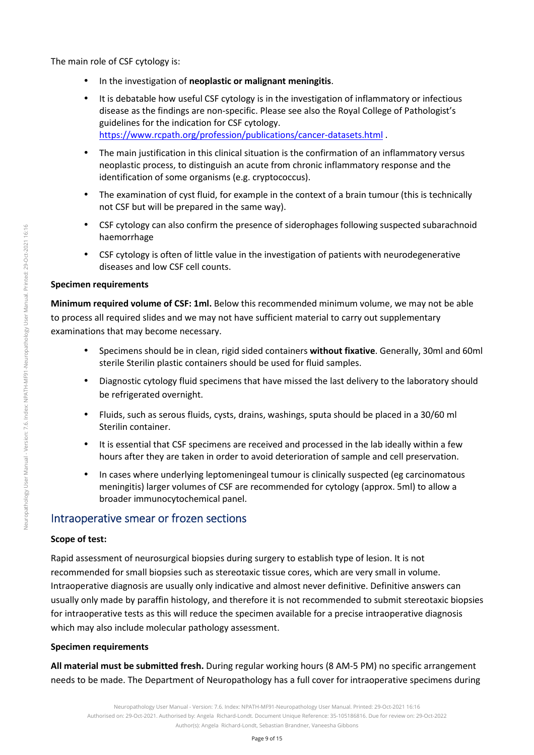The main role of CSF cytology is:

- In the investigation of **neoplastic or malignant meningitis**.
- It is debatable how useful CSF cytology is in the investigation of inflammatory or infectious disease as the findings are non-specific. Please see also the Royal College of Pathologist's guidelines for the indication for CSF cytology. https://www.rcpath.org/profession/publications/cancer-datasets.html .
- The main justification in this clinical situation is the confirmation of an inflammatory versus neoplastic process, to distinguish an acute from chronic inflammatory response and the identification of some organisms (e.g. cryptococcus).
- The examination of cyst fluid, for example in the context of a brain tumour (this is technically not CSF but will be prepared in the same way).
- CSF cytology can also confirm the presence of siderophages following suspected subarachnoid haemorrhage
- CSF cytology is often of little value in the investigation of patients with neurodegenerative diseases and low CSF cell counts.

**Specimen requirements**

**Minimum required volume of CSF: 1ml.** Below this recommended minimum volume, we may not be able to process all required slides and we may not have sufficient material to carry out supplementary examinations that may become necessary.

- Specimens should be in clean, rigid sided containers **without fixative**. Generally, 30ml and 60ml sterile Sterilin plastic containers should be used for fluid samples.
- Diagnostic cytology fluid specimens that have missed the last delivery to the laboratory should be refrigerated overnight.
- Fluids, such as serous fluids, cysts, drains, washings, sputa should be placed in a 30/60 ml Sterilin container.
- It is essential that CSF specimens are received and processed in the lab ideally within a few hours after they are taken in order to avoid deterioration of sample and cell preservation.
- In cases where underlying leptomeningeal tumour is clinically suspected (eg carcinomatous meningitis) larger volumes of CSF are recommended for cytology (approx. 5ml) to allow a broader immunocytochemical panel.

## Intraoperative smear or frozen sections

**Scope of test:**

Rapid assessment of neurosurgical biopsies during surgery to establish type of lesion. It is not recommended for small biopsies such as stereotaxic tissue cores, which are very small in volume. Intraoperative diagnosis are usually only indicative and almost never definitive. Definitive answers can usually only made by paraffin histology, and therefore it is not recommended to submit stereotaxic biopsies for intraoperative tests as this will reduce the specimen available for a precise intraoperative diagnosis which may also include molecular pathology assessment.

**Specimen requirements**

**All material must be submitted fresh.** During regular working hours (8 AM-5 PM) no specific arrangement needs to be made. The Department of Neuropathology has a full cover for intraoperative specimens during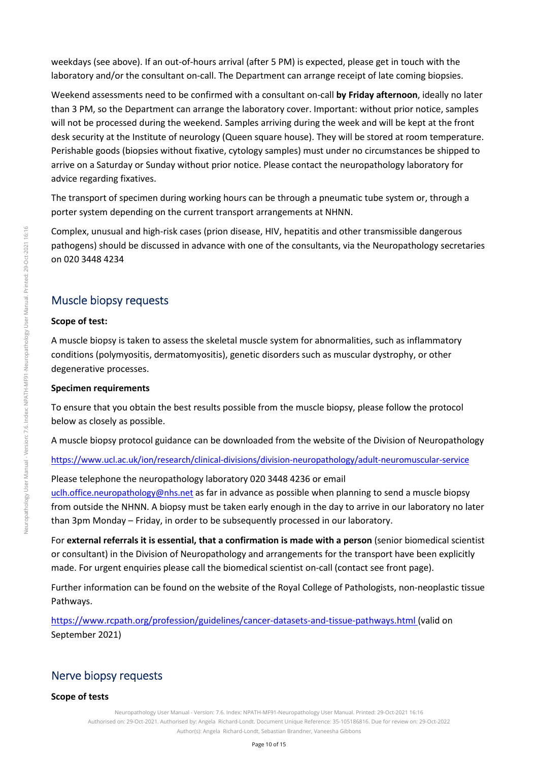weekdays (see above). If an out-of-hours arrival (after 5 PM) is expected, please get in touch with the laboratory and/or the consultant on-call. The Department can arrange receipt of late coming biopsies.

Weekend assessments need to be confirmed with a consultant on-call **by Friday afternoon**, ideally no later than 3 PM, so the Department can arrange the laboratory cover. Important: without prior notice, samples will not be processed during the weekend. Samples arriving during the week and will be kept at the front desk security at the Institute of neurology (Queen square house). They will be stored at room temperature. Perishable goods (biopsies without fixative, cytology samples) must under no circumstances be shipped to arrive on a Saturday or Sunday without prior notice. Please contact the neuropathology laboratory for advice regarding fixatives.

The transport of specimen during working hours can be through a pneumatic tube system or, through a porter system depending on the current transport arrangements at NHNN.

Complex, unusual and high-risk cases (prion disease, HIV, hepatitis and other transmissible dangerous pathogens) should be discussed in advance with one of the consultants, via the Neuropathology secretaries on 020 3448 4234

## Muscle biopsy requests

**Scope of test:**

A muscle biopsy is taken to assess the skeletal muscle system for abnormalities, such as inflammatory conditions (polymyositis, dermatomyositis), genetic disorders such as muscular dystrophy, or other degenerative processes.

**Specimen requirements**

To ensure that you obtain the best results possible from the muscle biopsy, please follow the protocol below as closely as possible.

A muscle biopsy protocol guidance can be downloaded from the website of the Division of Neuropathology

https://www.ucl.ac.uk/ion/research/clinical-divisions/division-neuropathology/adult-neuromuscular-service

Please telephone the neuropathology laboratory 020 3448 4236 or email uclh.office.neuropathology@nhs.net as far in advance as possible when planning to send a muscle biopsy from outside the NHNN. A biopsy must be taken early enough in the day to arrive in our laboratory no later than 3pm Monday – Friday, in order to be subsequently processed in our laboratory.

For **external referrals it is essential, that a confirmation is made with a person** (senior biomedical scientist or consultant) in the Division of Neuropathology and arrangements for the transport have been explicitly made. For urgent enquiries please call the biomedical scientist on-call (contact see front page).

Further information can be found on the website of the Royal College of Pathologists, non-neoplastic tissue Pathways.

https://www.rcpath.org/profession/guidelines/cancer-datasets-and-tissue-pathways.html (valid on September 2021)

## Nerve biopsy requests

**Scope of tests**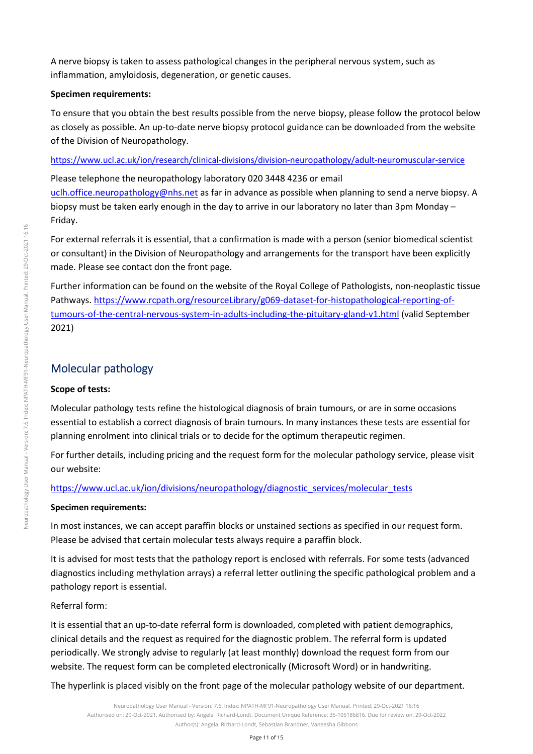A nerve biopsy is taken to assess pathological changes in the peripheral nervous system, such as inflammation, amyloidosis, degeneration, or genetic causes.

**Specimen requirements:**

To ensure that you obtain the best results possible from the nerve biopsy, please follow the protocol below as closely as possible. An up-to-date nerve biopsy protocol guidance can be downloaded from the website of the Division of Neuropathology.

https://www.ucl.ac.uk/ion/research/clinical-divisions/division-neuropathology/adult-neuromuscular-service

Please telephone the neuropathology laboratory 020 3448 4236 or email uclh.office.neuropathology@nhs.net as far in advance as possible when planning to send a nerve biopsy. A biopsy must be taken early enough in the day to arrive in our laboratory no later than 3pm Monday – Friday.

For external referrals it is essential, that a confirmation is made with a person (senior biomedical scientist or consultant) in the Division of Neuropathology and arrangements for the transport have been explicitly made. Please see contact don the front page.

Further information can be found on the website of the Royal College of Pathologists, non-neoplastic tissue Pathways. https://www.rcpath.org/resourceLibrary/g069-dataset-for-histopathological-reporting-of-tumours-of-the-central-nervous-system-in-adults-including-the-pituitary-gland-v1.html (valid September 2021)

## Molecular pathology

**Scope of tests:**

Molecular pathology tests refine the histological diagnosis of brain tumours, or are in some occasions essential to establish a correct diagnosis of brain tumours. In many instances these tests are essential for planning enrolment into clinical trials or to decide for the optimum therapeutic regimen.

For further details, including pricing and the request form for the molecular pathology service, please visit our website:

https://www.ucl.ac.uk/ion/divisions/neuropathology/diagnostic_services/molecular_tests

**Specimen requirements:**

In most instances, we can accept paraffin blocks or unstained sections as specified in our request form. Please be advised that certain molecular tests always require a paraffin block.

It is advised for most tests that the pathology report is enclosed with referrals. For some tests (advanced diagnostics including methylation arrays) a referral letter outlining the specific pathological problem and a pathology report is essential.

Referral form:

It is essential that an up-to-date referral form is downloaded, completed with patient demographics, clinical details and the request as required for the diagnostic problem. The referral form is updated periodically. We strongly advise to regularly (at least monthly) download the request form from our website. The request form can be completed electronically (Microsoft Word) or in handwriting.

The hyperlink is placed visibly on the front page of the molecular pathology website of our department.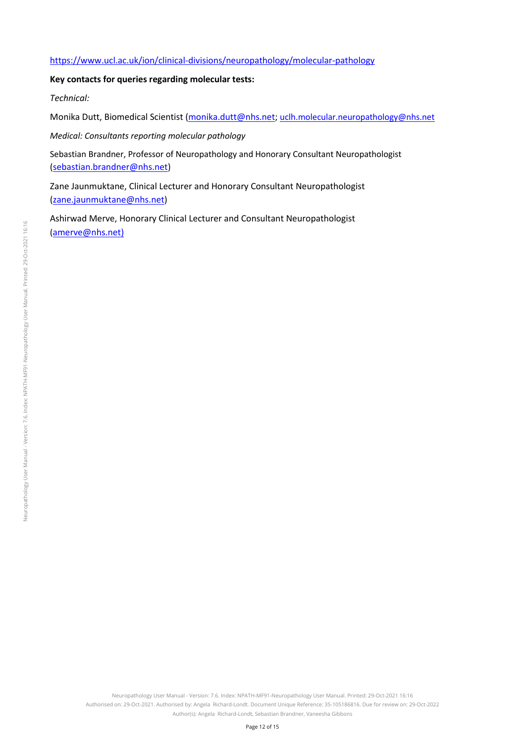https://www.ucl.ac.uk/ion/clinical-divisions/neuropathology/molecular-pathology

**Key contacts for queries regarding molecular tests:**

*Technical:*

Monika Dutt, Biomedical Scientist (monika.dutt@nhs.net; uclh.molecular.neuropathology@nhs.net

*Medical: Consultants reporting molecular pathology*

Sebastian Brandner, Professor of Neuropathology and Honorary Consultant Neuropathologist (sebastian.brandner@nhs.net)

Zane Jaunmuktane, Clinical Lecturer and Honorary Consultant Neuropathologist (zane.jaunmuktane@nhs.net)

Ashirwad Merve, Honorary Clinical Lecturer and Consultant Neuropathologist (amerve@nhs.net)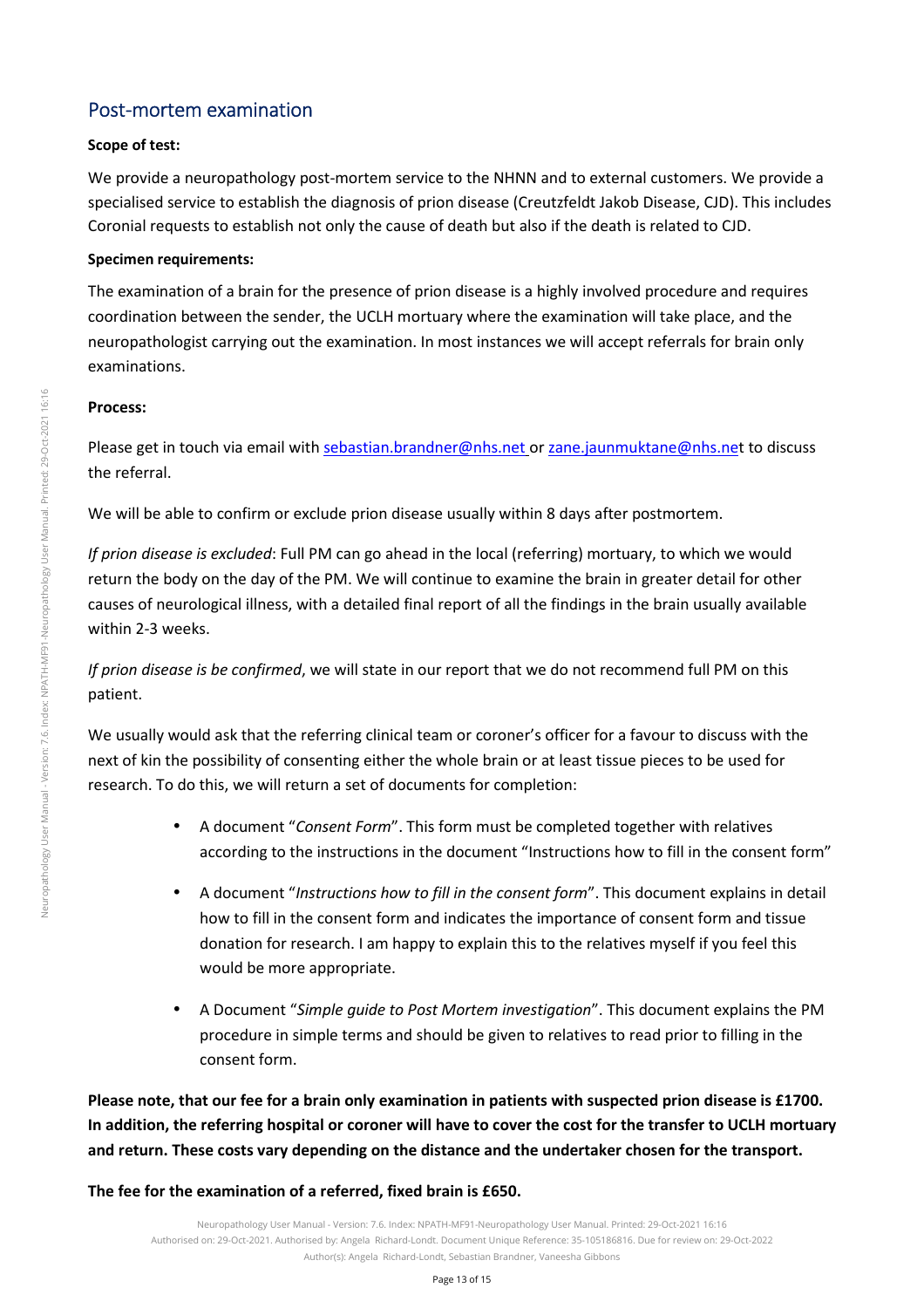## Post-mortem examination

**Scope of test:**

We provide a neuropathology post-mortem service to the NHNN and to external customers. We provide a specialised service to establish the diagnosis of prion disease (Creutzfeldt Jakob Disease, CJD). This includes Coronial requests to establish not only the cause of death but also if the death is related to CJD.

**Specimen requirements:**

The examination of a brain for the presence of prion disease is a highly involved procedure and requires coordination between the sender, the UCLH mortuary where the examination will take place, and the neuropathologist carrying out the examination. In most instances we will accept referrals for brain only examinations.

**Process:**

Please get in touch via email with sebastian.brandner@nhs.net or zane.jaunmuktane@nhs.net to discuss the referral.

We will be able to confirm or exclude prion disease usually within 8 days after postmortem.

*If prion disease is excluded*: Full PM can go ahead in the local (referring) mortuary, to which we would return the body on the day of the PM. We will continue to examine the brain in greater detail for other causes of neurological illness, with a detailed final report of all the findings in the brain usually available within 2-3 weeks.

*If prion disease is be confirmed*, we will state in our report that we do not recommend full PM on this patient.

We usually would ask that the referring clinical team or coroner's officer for a favour to discuss with the next of kin the possibility of consenting either the whole brain or at least tissue pieces to be used for research. To do this, we will return a set of documents for completion:

- A document "*Consent Form*". This form must be completed together with relatives according to the instructions in the document "Instructions how to fill in the consent form"
- A document "*Instructions how to fill in the consent form*". This document explains in detail how to fill in the consent form and indicates the importance of consent form and tissue donation for research. I am happy to explain this to the relatives myself if you feel this would be more appropriate.
- A Document "*Simple guide to Post Mortem investigation*". This document explains the PM procedure in simple terms and should be given to relatives to read prior to filling in the consent form.

**Please note, that our fee for a brain only examination in patients with suspected prion disease is £1700. In addition, the referring hospital or coroner will have to cover the cost for the transfer to UCLH mortuary and return. These costs vary depending on the distance and the undertaker chosen for the transport.**

**The fee for the examination of a referred, fixed brain is £650.**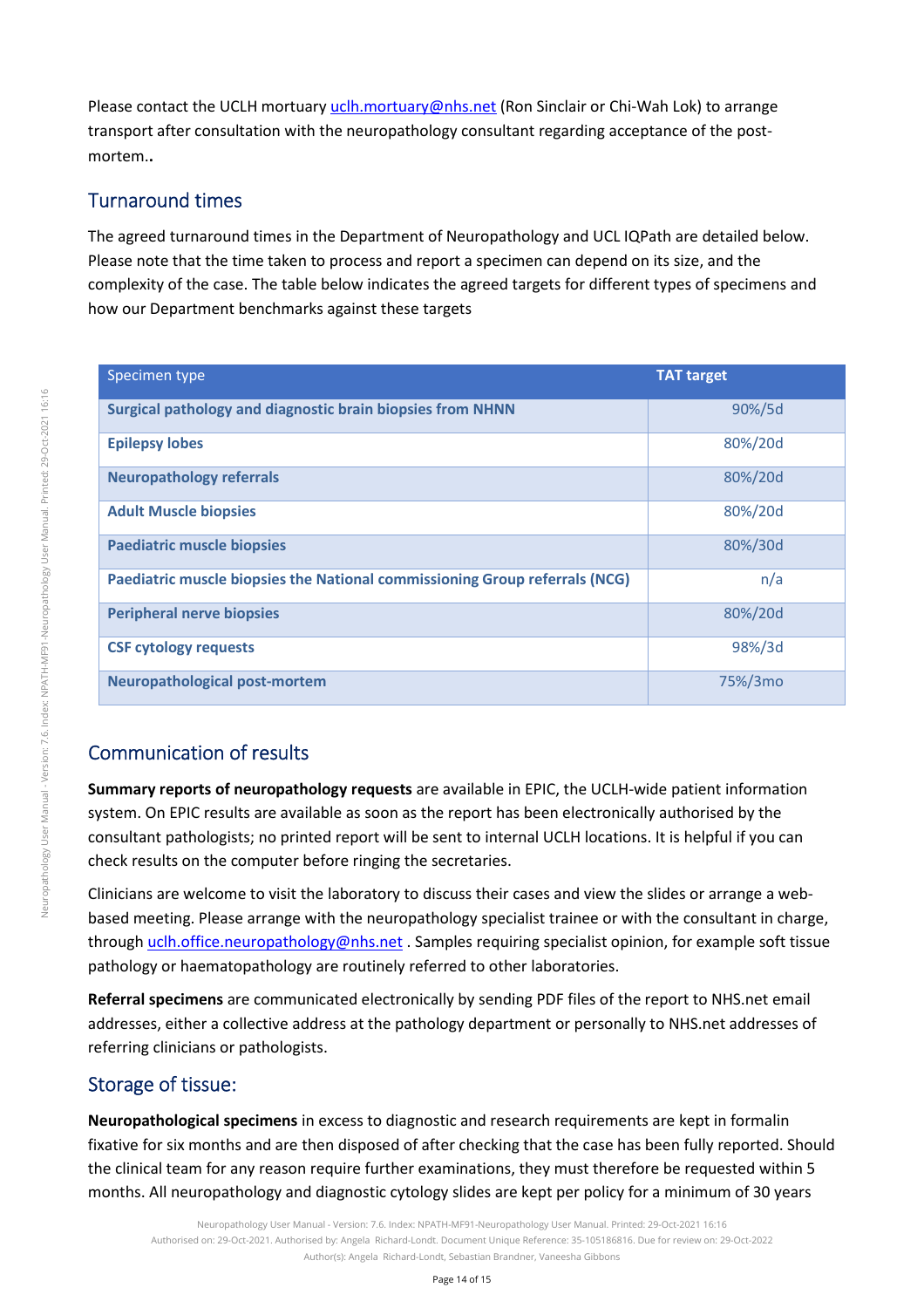Please contact the UCLH mortuary uclh.mortuary@nhs.net (Ron Sinclair or Chi-Wah Lok) to arrange transport after consultation with the neuropathology consultant regarding acceptance of the post-mortem..

## Turnaround times

The agreed turnaround times in the Department of Neuropathology and UCL IQPath are detailed below. Please note that the time taken to process and report a specimen can depend on its size, and the complexity of the case. The table below indicates the agreed targets for different types of specimens and how our Department benchmarks against these targets

| Specimen type | TAT target |
|---|---|
| **Surgical pathology and diagnostic brain biopsies from NHNN** | 90%/5d |
| **Epilepsy lobes** | 80%/20d |
| **Neuropathology referrals** | 80%/20d |
| **Adult Muscle biopsies** | 80%/20d |
| **Paediatric muscle biopsies** | 80%/30d |
| **Paediatric muscle biopsies the National commissioning Group referrals (NCG)** | n/a |
| **Peripheral nerve biopsies** | 80%/20d |
| **CSF cytology requests** | 98%/3d |
| **Neuropathological post-mortem** | 75%/3mo |

## Communication of results

**Summary reports of neuropathology requests** are available in EPIC, the UCLH-wide patient information system. On EPIC results are available as soon as the report has been electronically authorised by the consultant pathologists; no printed report will be sent to internal UCLH locations. It is helpful if you can check results on the computer before ringing the secretaries.

Clinicians are welcome to visit the laboratory to discuss their cases and view the slides or arrange a web-based meeting. Please arrange with the neuropathology specialist trainee or with the consultant in charge, through uclh.office.neuropathology@nhs.net . Samples requiring specialist opinion, for example soft tissue pathology or haematopathology are routinely referred to other laboratories.

**Referral specimens** are communicated electronically by sending PDF files of the report to NHS.net email addresses, either a collective address at the pathology department or personally to NHS.net addresses of referring clinicians or pathologists.

## Storage of tissue:

**Neuropathological specimens** in excess to diagnostic and research requirements are kept in formalin fixative for six months and are then disposed of after checking that the case has been fully reported. Should the clinical team for any reason require further examinations, they must therefore be requested within 5 months. All neuropathology and diagnostic cytology slides are kept per policy for a minimum of 30 years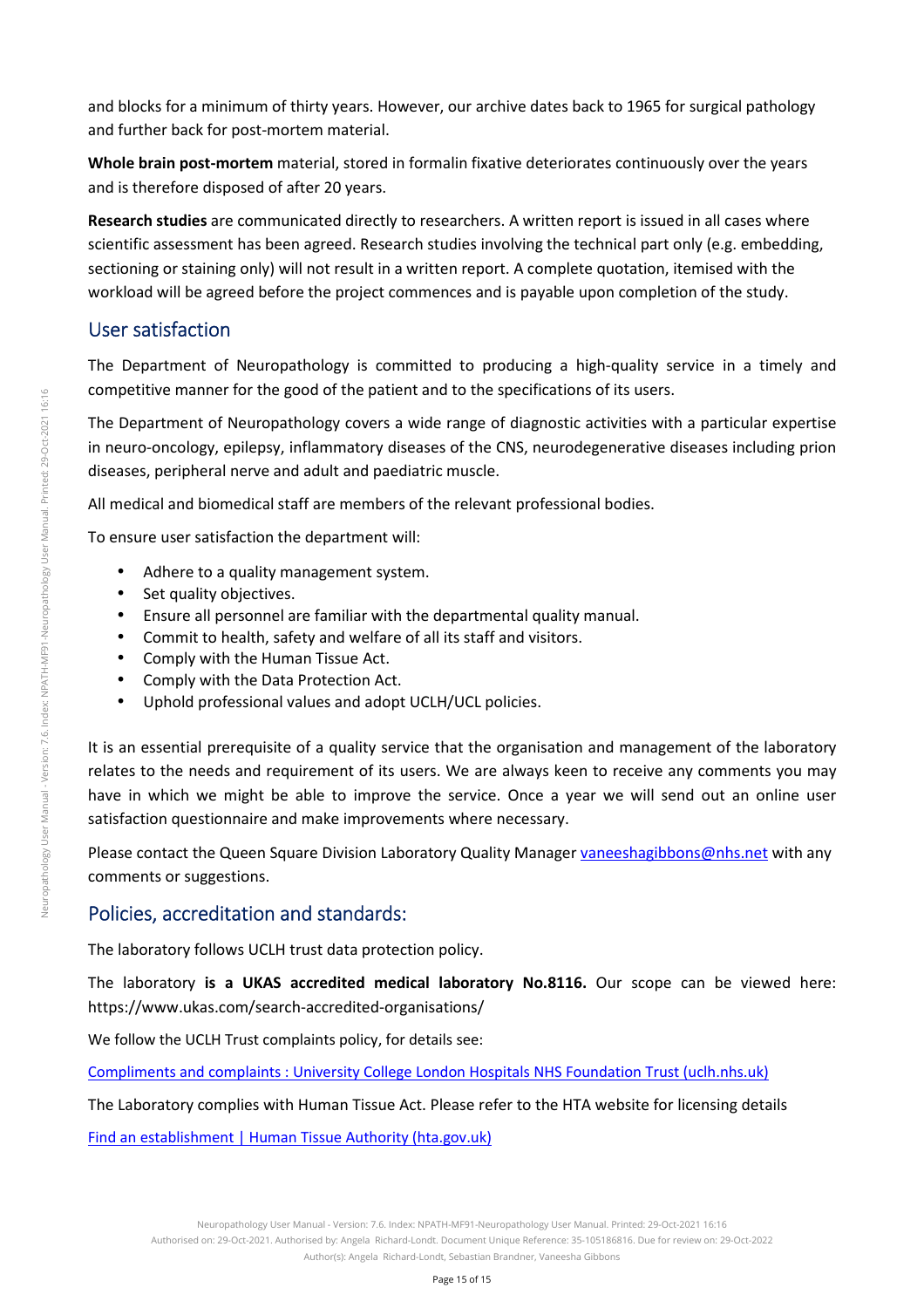and blocks for a minimum of thirty years. However, our archive dates back to 1965 for surgical pathology and further back for post-mortem material.

**Whole brain post-mortem** material, stored in formalin fixative deteriorates continuously over the years and is therefore disposed of after 20 years.

**Research studies** are communicated directly to researchers. A written report is issued in all cases where scientific assessment has been agreed. Research studies involving the technical part only (e.g. embedding, sectioning or staining only) will not result in a written report. A complete quotation, itemised with the workload will be agreed before the project commences and is payable upon completion of the study.

## User satisfaction

The Department of Neuropathology is committed to producing a high-quality service in a timely and competitive manner for the good of the patient and to the specifications of its users.

The Department of Neuropathology covers a wide range of diagnostic activities with a particular expertise in neuro-oncology, epilepsy, inflammatory diseases of the CNS, neurodegenerative diseases including prion diseases, peripheral nerve and adult and paediatric muscle.

All medical and biomedical staff are members of the relevant professional bodies.

To ensure user satisfaction the department will:

- Adhere to a quality management system.
- Set quality objectives.
- Ensure all personnel are familiar with the departmental quality manual.
- Commit to health, safety and welfare of all its staff and visitors.
- Comply with the Human Tissue Act.
- Comply with the Data Protection Act.
- Uphold professional values and adopt UCLH/UCL policies.

It is an essential prerequisite of a quality service that the organisation and management of the laboratory relates to the needs and requirement of its users. We are always keen to receive any comments you may have in which we might be able to improve the service. Once a year we will send out an online user satisfaction questionnaire and make improvements where necessary.

Please contact the Queen Square Division Laboratory Quality Manager vaneeshagibbons@nhs.net with any comments or suggestions.

## Policies, accreditation and standards:

The laboratory follows UCLH trust data protection policy.

The laboratory **is a UKAS accredited medical laboratory No.8116.** Our scope can be viewed here: https://www.ukas.com/search-accredited-organisations/

We follow the UCLH Trust complaints policy, for details see:

Compliments and complaints : University College London Hospitals NHS Foundation Trust (uclh.nhs.uk)

The Laboratory complies with Human Tissue Act. Please refer to the HTA website for licensing details

Find an establishment | Human Tissue Authority (hta.gov.uk)